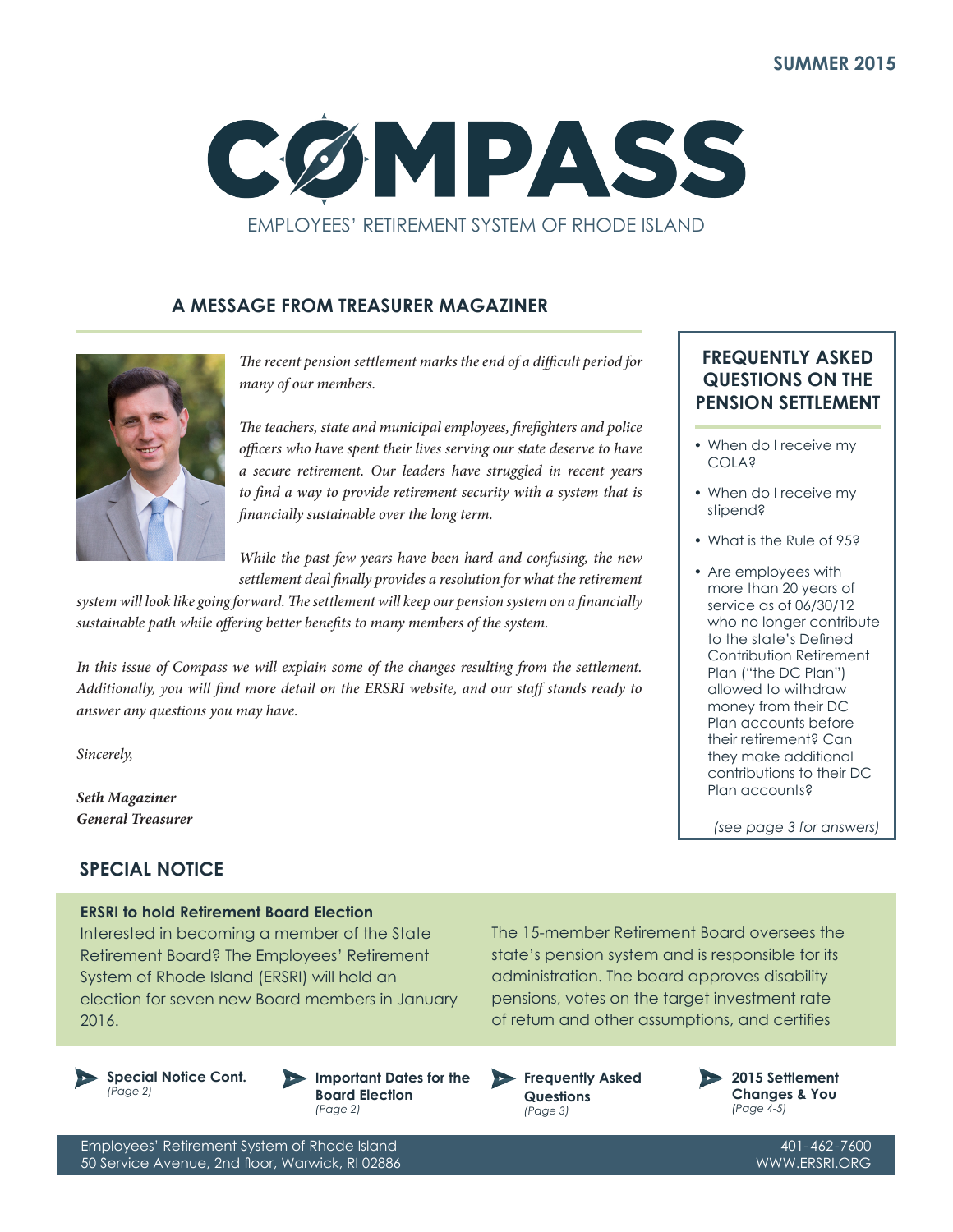SUMMER 2015

# COMPASS

EMPLOYEES' RETIREMENT SYSTEM OF RHODE ISLAND

## A MESSAGE FROM TREASURER MAGAZINER

*The recent pension settlement marks the end of a difficult period for many of our members.*

*The teachers, state and municipal employees, firefighters and police officers who have spent their lives serving our state deserve to have a secure retirement. Our leaders have struggled in recent years to find a way to provide retirement security with a system that is financially sustainable over the long term.*

*While the past few years have been hard and confusing, the new settlement deal finally provides a resolution for what the retirement system will look like going forward. The settlement will keep our pension system on a financially sustainable path while offering better benefits to many members of the system.*

*In this issue of Compass we will explain some of the changes resulting from the settlement. Additionally, you will find more detail on the ERSRI website, and our staff stands ready to answer any questions you may have.*

*Sincerely,*

***Seth Magaziner***
***General Treasurer***

## FREQUENTLY ASKED QUESTIONS ON THE PENSION SETTLEMENT

- When do I receive my COLA?
- When do I receive my stipend?
- What is the Rule of 95?
- Are employees with more than 20 years of service as of 06/30/12 who no longer contribute to the state's Defined Contribution Retirement Plan ("the DC Plan") allowed to withdraw money from their DC Plan accounts before their retirement? Can they make additional contributions to their DC Plan accounts?

*(see page 3 for answers)*

## SPECIAL NOTICE

**ERSRI to hold Retirement Board Election**

Interested in becoming a member of the State Retirement Board? The Employees' Retirement System of Rhode Island (ERSRI) will hold an election for seven new Board members in January 2016.

The 15-member Retirement Board oversees the state's pension system and is responsible for its administration. The board approves disability pensions, votes on the target investment rate of return and other assumptions, and certifies

**Special Notice Cont.** *(Page 2)*

**Important Dates for the Board Election** *(Page 2)*

**Frequently Asked Questions** *(Page 3)*

**2015 Settlement Changes & You** *(Page 4-5)*

Employees' Retirement System of Rhode Island
50 Service Avenue, 2nd floor, Warwick, RI 02886
401-462-7600
WWW.ERSRI.ORG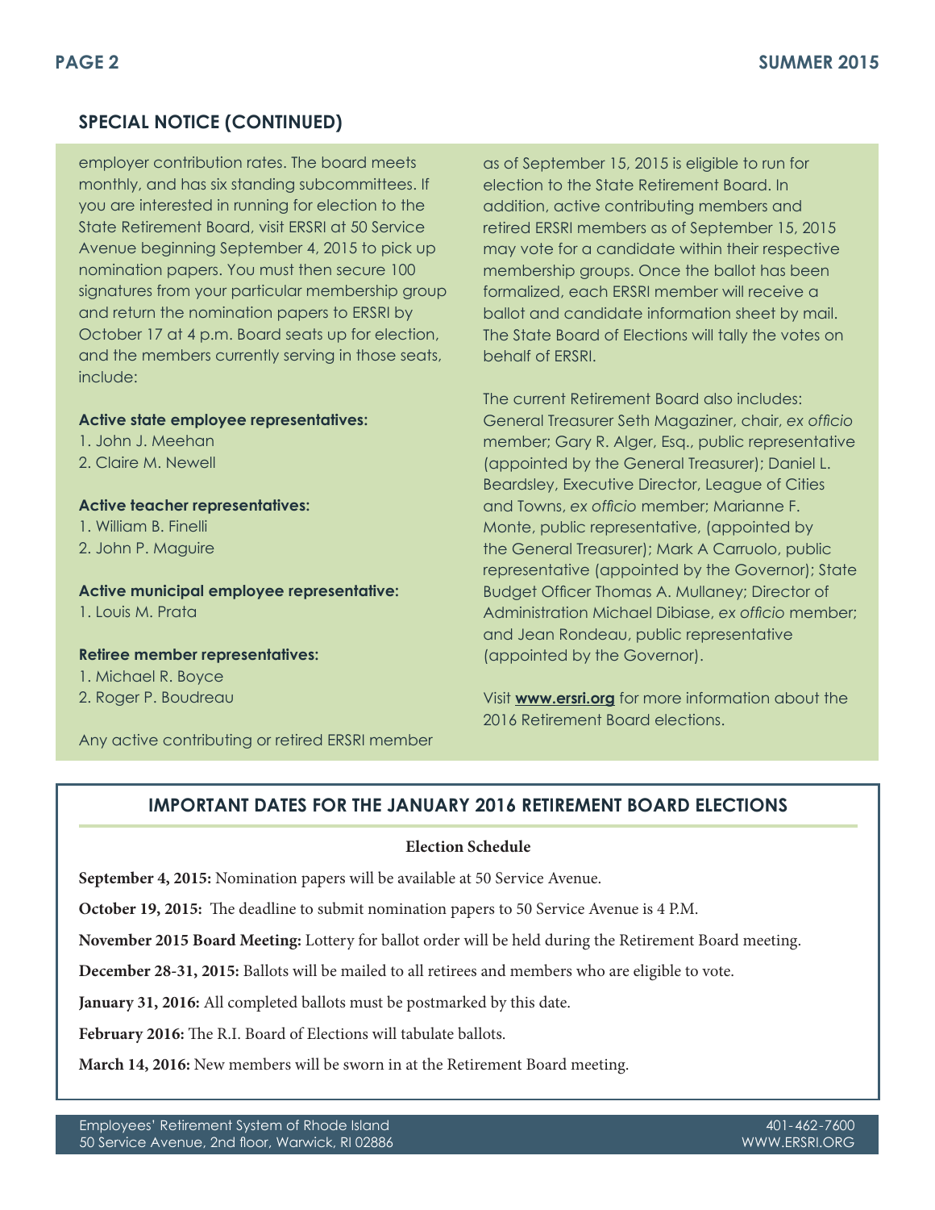## SPECIAL NOTICE (CONTINUED)

employer contribution rates. The board meets monthly, and has six standing subcommittees. If you are interested in running for election to the State Retirement Board, visit ERSRI at 50 Service Avenue beginning September 4, 2015 to pick up nomination papers. You must then secure 100 signatures from your particular membership group and return the nomination papers to ERSRI by October 17 at 4 p.m. Board seats up for election, and the members currently serving in those seats, include:

**Active state employee representatives:**

1. John J. Meehan
2. Claire M. Newell

**Active teacher representatives:**

1. William B. Finelli
2. John P. Maguire

**Active municipal employee representative:**

1. Louis M. Prata

**Retiree member representatives:**

1. Michael R. Boyce
2. Roger P. Boudreau

Any active contributing or retired ERSRI member as of September 15, 2015 is eligible to run for election to the State Retirement Board. In addition, active contributing members and retired ERSRI members as of September 15, 2015 may vote for a candidate within their respective membership groups. Once the ballot has been formalized, each ERSRI member will receive a ballot and candidate information sheet by mail. The State Board of Elections will tally the votes on behalf of ERSRI.

The current Retirement Board also includes: General Treasurer Seth Magaziner, chair, *ex officio* member; Gary R. Alger, Esq., public representative (appointed by the General Treasurer); Daniel L. Beardsley, Executive Director, League of Cities and Towns, *ex officio* member; Marianne F. Monte, public representative, (appointed by the General Treasurer); Mark A Carruolo, public representative (appointed by the Governor); State Budget Officer Thomas A. Mullaney; Director of Administration Michael Dibiase, *ex officio* member; and Jean Rondeau, public representative (appointed by the Governor).

Visit **www.ersri.org** for more information about the 2016 Retirement Board elections.

## IMPORTANT DATES FOR THE JANUARY 2016 RETIREMENT BOARD ELECTIONS

**Election Schedule**

**September 4, 2015:** Nomination papers will be available at 50 Service Avenue.

**October 19, 2015:** The deadline to submit nomination papers to 50 Service Avenue is 4 P.M.

**November 2015 Board Meeting:** Lottery for ballot order will be held during the Retirement Board meeting.

**December 28-31, 2015:** Ballots will be mailed to all retirees and members who are eligible to vote.

**January 31, 2016:** All completed ballots must be postmarked by this date.

**February 2016:** The R.I. Board of Elections will tabulate ballots.

**March 14, 2016:** New members will be sworn in at the Retirement Board meeting.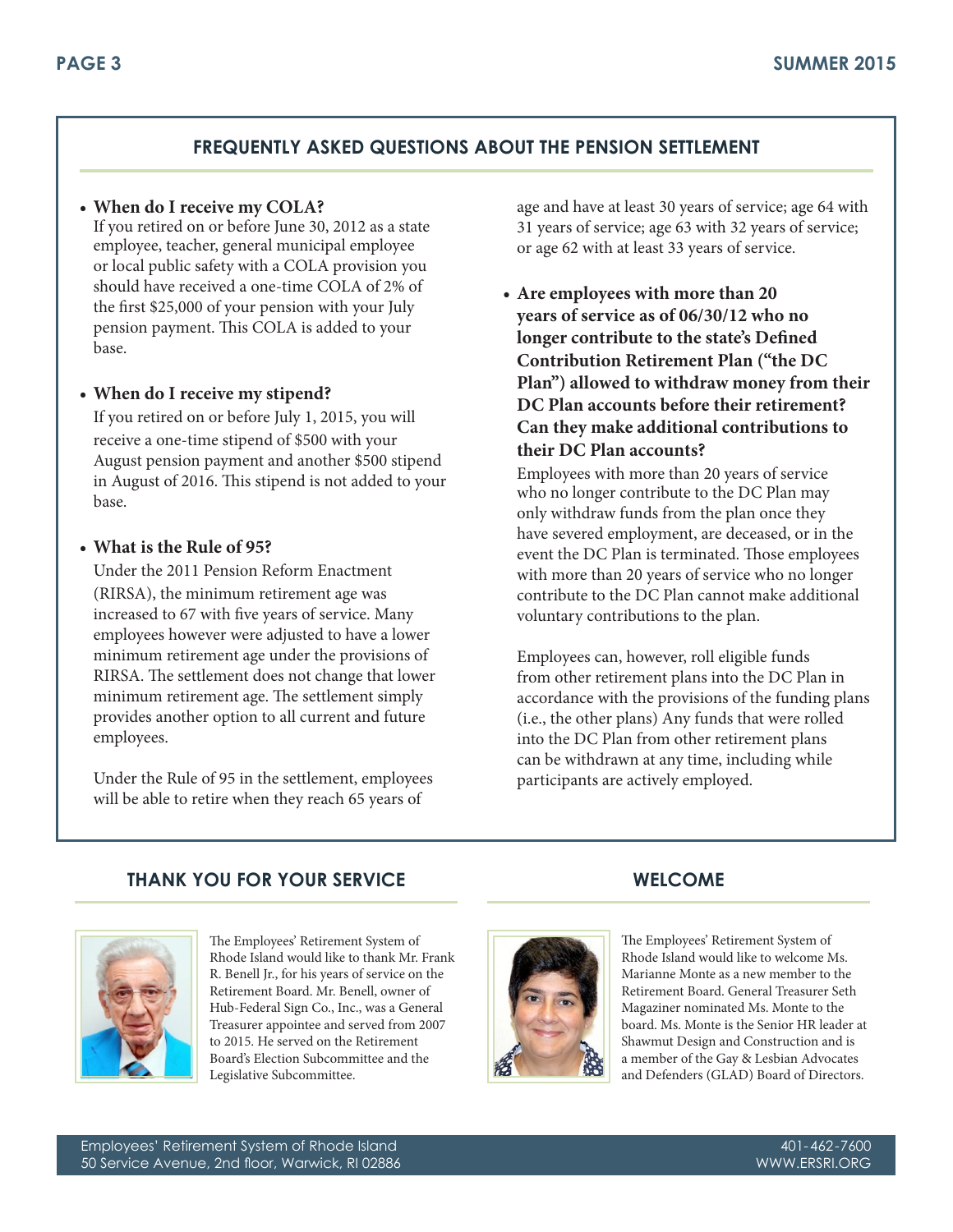## FREQUENTLY ASKED QUESTIONS ABOUT THE PENSION SETTLEMENT

- **When do I receive my COLA?**
  If you retired on or before June 30, 2012 as a state employee, teacher, general municipal employee or local public safety with a COLA provision you should have received a one-time COLA of 2% of the first $25,000 of your pension with your July pension payment. This COLA is added to your base.

- **When do I receive my stipend?**
  If you retired on or before July 1, 2015, you will receive a one-time stipend of $500 with your August pension payment and another $500 stipend in August of 2016. This stipend is not added to your base.

- **What is the Rule of 95?**
  Under the 2011 Pension Reform Enactment (RIRSA), the minimum retirement age was increased to 67 with five years of service. Many employees however were adjusted to have a lower minimum retirement age under the provisions of RIRSA. The settlement does not change that lower minimum retirement age. The settlement simply provides another option to all current and future employees.

  Under the Rule of 95 in the settlement, employees will be able to retire when they reach 65 years of age and have at least 30 years of service; age 64 with 31 years of service; age 63 with 32 years of service; or age 62 with at least 33 years of service.

- **Are employees with more than 20 years of service as of 06/30/12 who no longer contribute to the state's Defined Contribution Retirement Plan ("the DC Plan") allowed to withdraw money from their DC Plan accounts before their retirement? Can they make additional contributions to their DC Plan accounts?**
  Employees with more than 20 years of service who no longer contribute to the DC Plan may only withdraw funds from the plan once they have severed employment, are deceased, or in the event the DC Plan is terminated. Those employees with more than 20 years of service who no longer contribute to the DC Plan cannot make additional voluntary contributions to the plan.

  Employees can, however, roll eligible funds from other retirement plans into the DC Plan in accordance with the provisions of the funding plans (i.e., the other plans) Any funds that were rolled into the DC Plan from other retirement plans can be withdrawn at any time, including while participants are actively employed.

## THANK YOU FOR YOUR SERVICE

The Employees' Retirement System of Rhode Island would like to thank Mr. Frank R. Benell Jr., for his years of service on the Retirement Board. Mr. Benell, owner of Hub-Federal Sign Co., Inc., was a General Treasurer appointee and served from 2007 to 2015. He served on the Retirement Board's Election Subcommittee and the Legislative Subcommittee.

## WELCOME

The Employees' Retirement System of Rhode Island would like to welcome Ms. Marianne Monte as a new member to the Retirement Board. General Treasurer Seth Magaziner nominated Ms. Monte to the board. Ms. Monte is the Senior HR leader at Shawmut Design and Construction and is a member of the Gay & Lesbian Advocates and Defenders (GLAD) Board of Directors.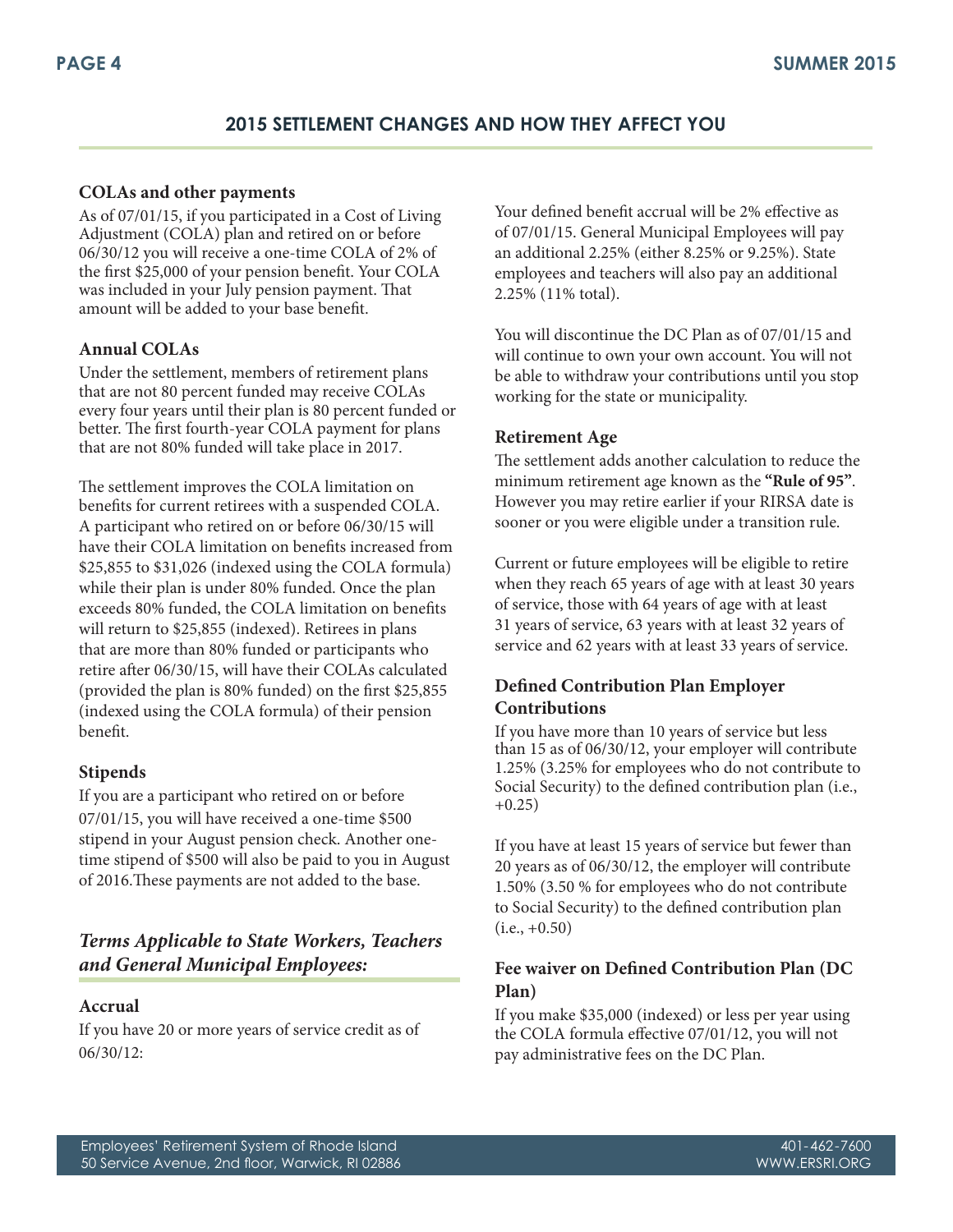## 2015 SETTLEMENT CHANGES AND HOW THEY AFFECT YOU

### COLAs and other payments

As of 07/01/15, if you participated in a Cost of Living Adjustment (COLA) plan and retired on or before 06/30/12 you will receive a one-time COLA of 2% of the first $25,000 of your pension benefit. Your COLA was included in your July pension payment. That amount will be added to your base benefit.

### Annual COLAs

Under the settlement, members of retirement plans that are not 80 percent funded may receive COLAs every four years until their plan is 80 percent funded or better. The first fourth-year COLA payment for plans that are not 80% funded will take place in 2017.

The settlement improves the COLA limitation on benefits for current retirees with a suspended COLA. A participant who retired on or before 06/30/15 will have their COLA limitation on benefits increased from $25,855 to $31,026 (indexed using the COLA formula) while their plan is under 80% funded. Once the plan exceeds 80% funded, the COLA limitation on benefits will return to $25,855 (indexed). Retirees in plans that are more than 80% funded or participants who retire after 06/30/15, will have their COLAs calculated (provided the plan is 80% funded) on the first $25,855 (indexed using the COLA formula) of their pension benefit.

### Stipends

If you are a participant who retired on or before 07/01/15, you will have received a one-time $500 stipend in your August pension check. Another one-time stipend of $500 will also be paid to you in August of 2016.These payments are not added to the base.

## *Terms Applicable to State Workers, Teachers and General Municipal Employees:*

### Accrual

If you have 20 or more years of service credit as of 06/30/12:

Your defined benefit accrual will be 2% effective as of 07/01/15. General Municipal Employees will pay an additional 2.25% (either 8.25% or 9.25%). State employees and teachers will also pay an additional 2.25% (11% total).

You will discontinue the DC Plan as of 07/01/15 and will continue to own your own account. You will not be able to withdraw your contributions until you stop working for the state or municipality.

### Retirement Age

The settlement adds another calculation to reduce the minimum retirement age known as the **"Rule of 95"**. However you may retire earlier if your RIRSA date is sooner or you were eligible under a transition rule.

Current or future employees will be eligible to retire when they reach 65 years of age with at least 30 years of service, those with 64 years of age with at least 31 years of service, 63 years with at least 32 years of service and 62 years with at least 33 years of service.

### Defined Contribution Plan Employer Contributions

If you have more than 10 years of service but less than 15 as of 06/30/12, your employer will contribute 1.25% (3.25% for employees who do not contribute to Social Security) to the defined contribution plan (i.e., +0.25)

If you have at least 15 years of service but fewer than 20 years as of 06/30/12, the employer will contribute 1.50% (3.50 % for employees who do not contribute to Social Security) to the defined contribution plan (i.e., +0.50)

### Fee waiver on Defined Contribution Plan (DC Plan)

If you make $35,000 (indexed) or less per year using the COLA formula effective 07/01/12, you will not pay administrative fees on the DC Plan.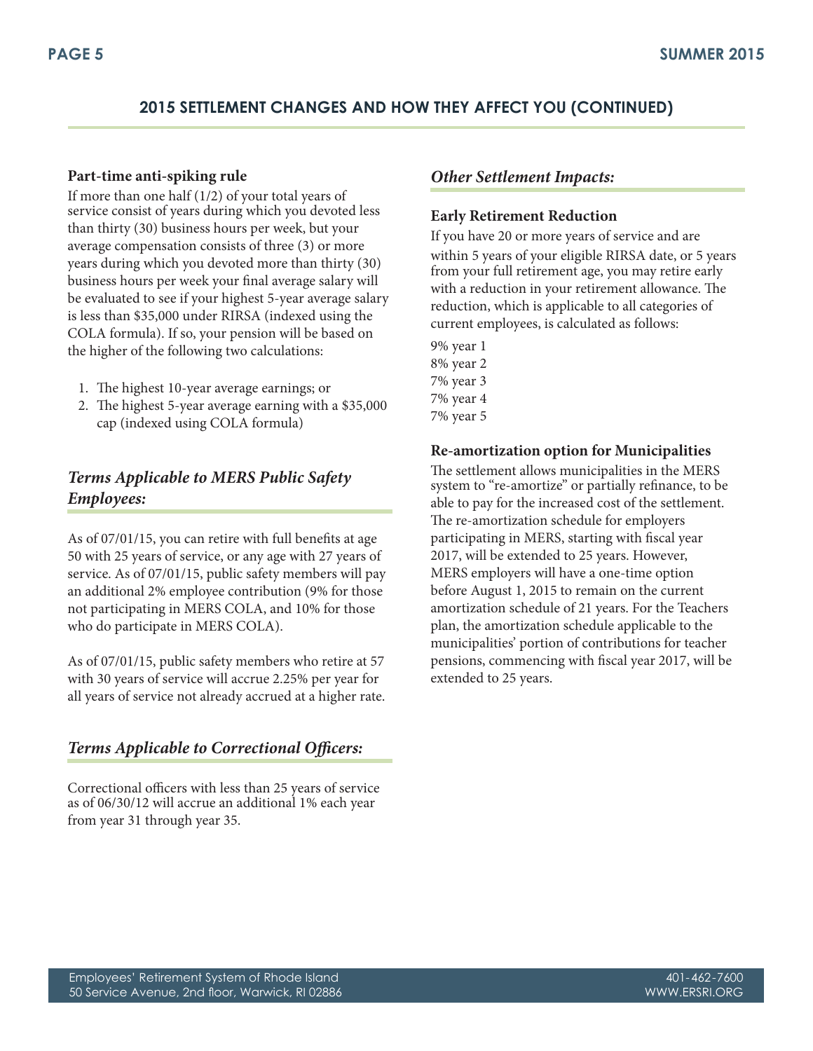## 2015 SETTLEMENT CHANGES AND HOW THEY AFFECT YOU (CONTINUED)

**Part-time anti-spiking rule**

If more than one half (1/2) of your total years of service consist of years during which you devoted less than thirty (30) business hours per week, but your average compensation consists of three (3) or more years during which you devoted more than thirty (30) business hours per week your final average salary will be evaluated to see if your highest 5-year average salary is less than $35,000 under RIRSA (indexed using the COLA formula). If so, your pension will be based on the higher of the following two calculations:

1. The highest 10-year average earnings; or
2. The highest 5-year average earning with a $35,000 cap (indexed using COLA formula)

### *Terms Applicable to MERS Public Safety Employees:*

As of 07/01/15, you can retire with full benefits at age 50 with 25 years of service, or any age with 27 years of service. As of 07/01/15, public safety members will pay an additional 2% employee contribution (9% for those not participating in MERS COLA, and 10% for those who do participate in MERS COLA).

As of 07/01/15, public safety members who retire at 57 with 30 years of service will accrue 2.25% per year for all years of service not already accrued at a higher rate.

### *Terms Applicable to Correctional Officers:*

Correctional officers with less than 25 years of service as of 06/30/12 will accrue an additional 1% each year from year 31 through year 35.

### *Other Settlement Impacts:*

**Early Retirement Reduction**

If you have 20 or more years of service and are within 5 years of your eligible RIRSA date, or 5 years from your full retirement age, you may retire early with a reduction in your retirement allowance. The reduction, which is applicable to all categories of current employees, is calculated as follows:

9% year 1
8% year 2
7% year 3
7% year 4
7% year 5

**Re-amortization option for Municipalities**

The settlement allows municipalities in the MERS system to "re-amortize" or partially refinance, to be able to pay for the increased cost of the settlement. The re-amortization schedule for employers participating in MERS, starting with fiscal year 2017, will be extended to 25 years. However, MERS employers will have a one-time option before August 1, 2015 to remain on the current amortization schedule of 21 years. For the Teachers plan, the amortization schedule applicable to the municipalities' portion of contributions for teacher pensions, commencing with fiscal year 2017, will be extended to 25 years.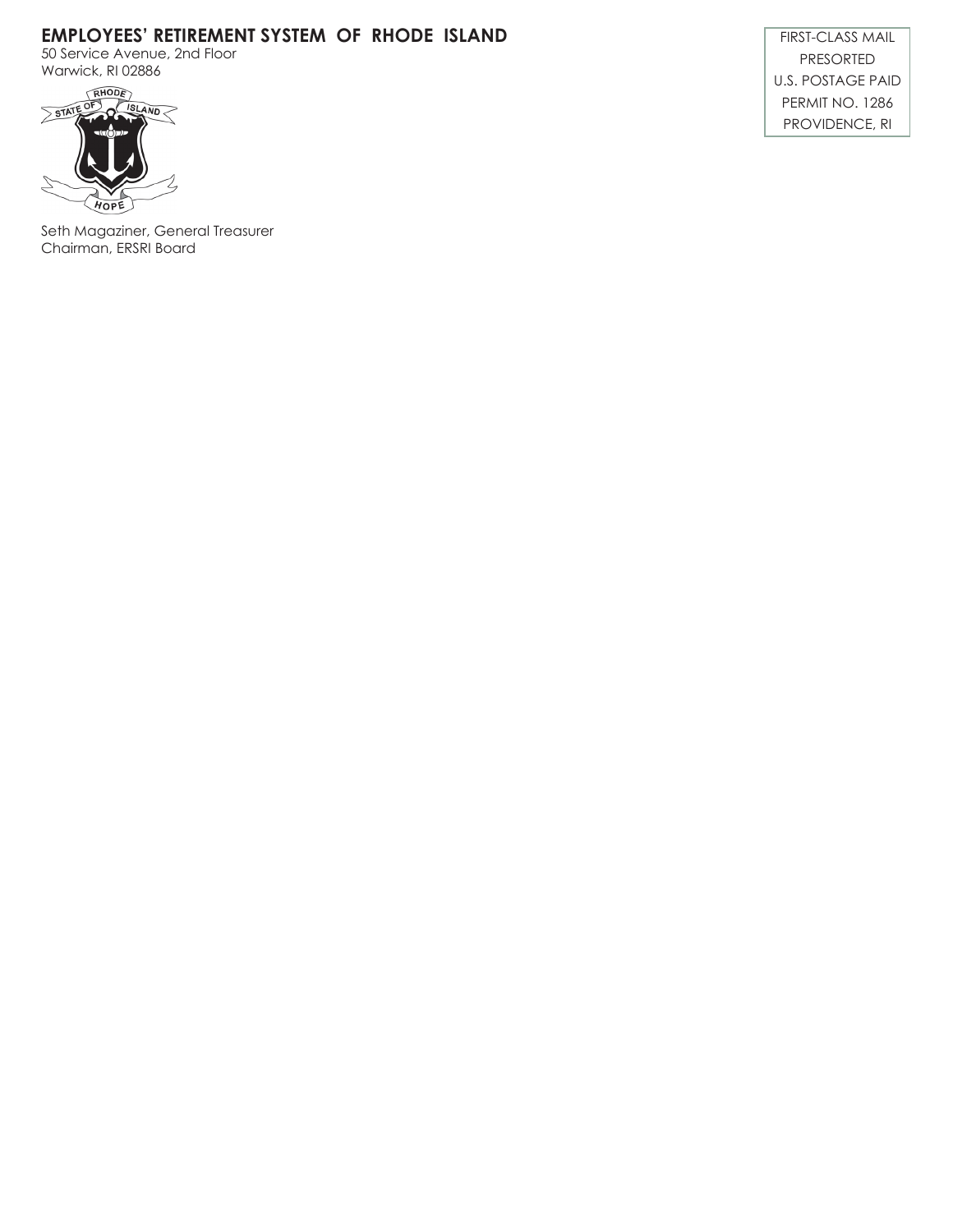**EMPLOYEES' RETIREMENT SYSTEM OF RHODE ISLAND**
50 Service Avenue, 2nd Floor
Warwick, RI 02886

Seth Magaziner, General Treasurer
Chairman, ERSRI Board

FIRST-CLASS MAIL
PRESORTED
U.S. POSTAGE PAID
PERMIT NO. 1286
PROVIDENCE, RI